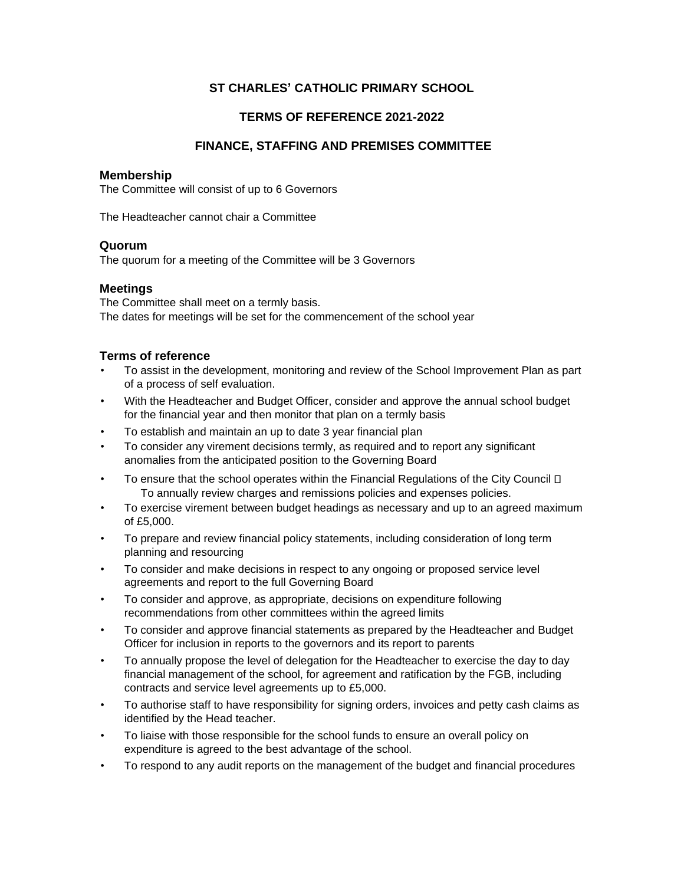# ST CHARLES' CATHOLIC PRIMARY SCHOOL

## TERMS OF REFERENCE 2021-2022

## FINANCE, STAFFING AND PREMISES COMMITTEE

### Membership

The Committee will consist of up to 6 Governors

The Headteacher cannot chair a Committee

### Quorum

The quorum for a meeting of the Committee will be 3 Governors

### Meetings

The Committee shall meet on a termly basis.
The dates for meetings will be set for the commencement of the school year

### Terms of reference

- To assist in the development, monitoring and review of the School Improvement Plan as part of a process of self evaluation.
- With the Headteacher and Budget Officer, consider and approve the annual school budget for the financial year and then monitor that plan on a termly basis
- To establish and maintain an up to date 3 year financial plan
- To consider any virement decisions termly, as required and to report any significant anomalies from the anticipated position to the Governing Board
- To ensure that the school operates within the Financial Regulations of the City Council  To annually review charges and remissions policies and expenses policies.
- To exercise virement between budget headings as necessary and up to an agreed maximum of £5,000.
- To prepare and review financial policy statements, including consideration of long term planning and resourcing
- To consider and make decisions in respect to any ongoing or proposed service level agreements and report to the full Governing Board
- To consider and approve, as appropriate, decisions on expenditure following recommendations from other committees within the agreed limits
- To consider and approve financial statements as prepared by the Headteacher and Budget Officer for inclusion in reports to the governors and its report to parents
- To annually propose the level of delegation for the Headteacher to exercise the day to day financial management of the school, for agreement and ratification by the FGB, including contracts and service level agreements up to £5,000.
- To authorise staff to have responsibility for signing orders, invoices and petty cash claims as identified by the Head teacher.
- To liaise with those responsible for the school funds to ensure an overall policy on expenditure is agreed to the best advantage of the school.
- To respond to any audit reports on the management of the budget and financial procedures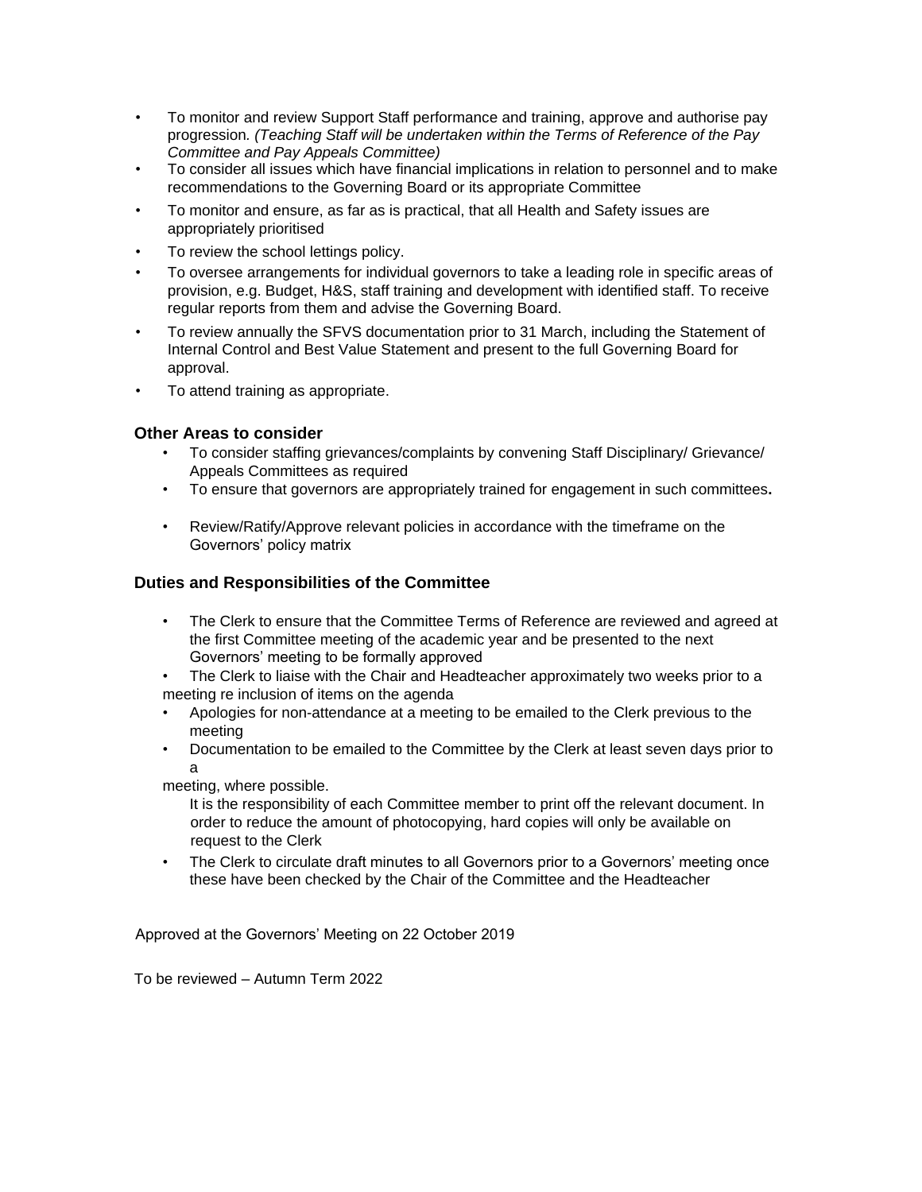- To monitor and review Support Staff performance and training, approve and authorise pay progression*. (Teaching Staff will be undertaken within the Terms of Reference of the Pay Committee and Pay Appeals Committee)*
- To consider all issues which have financial implications in relation to personnel and to make recommendations to the Governing Board or its appropriate Committee
- To monitor and ensure, as far as is practical, that all Health and Safety issues are appropriately prioritised
- To review the school lettings policy.
- To oversee arrangements for individual governors to take a leading role in specific areas of provision, e.g. Budget, H&S, staff training and development with identified staff. To receive regular reports from them and advise the Governing Board.
- To review annually the SFVS documentation prior to 31 March, including the Statement of Internal Control and Best Value Statement and present to the full Governing Board for approval.
- To attend training as appropriate.

### Other Areas to consider

- To consider staffing grievances/complaints by convening Staff Disciplinary/ Grievance/ Appeals Committees as required
- To ensure that governors are appropriately trained for engagement in such committees**.**
- Review/Ratify/Approve relevant policies in accordance with the timeframe on the Governors' policy matrix

### Duties and Responsibilities of the Committee

- The Clerk to ensure that the Committee Terms of Reference are reviewed and agreed at the first Committee meeting of the academic year and be presented to the next Governors' meeting to be formally approved
- The Clerk to liaise with the Chair and Headteacher approximately two weeks prior to a meeting re inclusion of items on the agenda
- Apologies for non-attendance at a meeting to be emailed to the Clerk previous to the meeting
- Documentation to be emailed to the Committee by the Clerk at least seven days prior to a meeting, where possible.

  It is the responsibility of each Committee member to print off the relevant document. In order to reduce the amount of photocopying, hard copies will only be available on request to the Clerk
- The Clerk to circulate draft minutes to all Governors prior to a Governors' meeting once these have been checked by the Chair of the Committee and the Headteacher

Approved at the Governors' Meeting on 22 October 2019

To be reviewed – Autumn Term 2022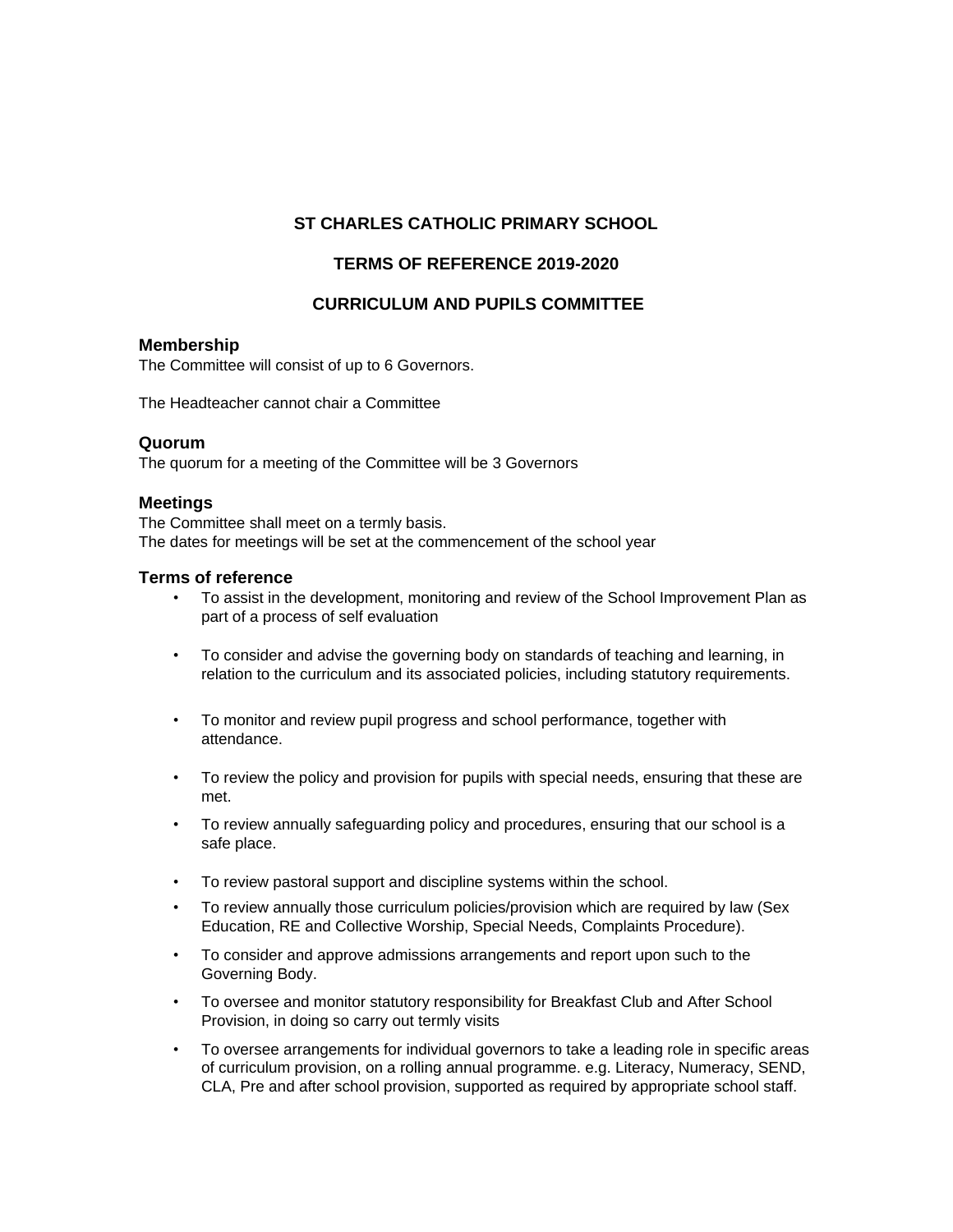**ST CHARLES CATHOLIC PRIMARY SCHOOL**

**TERMS OF REFERENCE 2019-2020**

**CURRICULUM AND PUPILS COMMITTEE**

### Membership

The Committee will consist of up to 6 Governors.

The Headteacher cannot chair a Committee

### Quorum

The quorum for a meeting of the Committee will be 3 Governors

### Meetings

The Committee shall meet on a termly basis.
The dates for meetings will be set at the commencement of the school year

### Terms of reference

- To assist in the development, monitoring and review of the School Improvement Plan as part of a process of self evaluation
- To consider and advise the governing body on standards of teaching and learning, in relation to the curriculum and its associated policies, including statutory requirements.
- To monitor and review pupil progress and school performance, together with attendance.
- To review the policy and provision for pupils with special needs, ensuring that these are met.
- To review annually safeguarding policy and procedures, ensuring that our school is a safe place.
- To review pastoral support and discipline systems within the school.
- To review annually those curriculum policies/provision which are required by law (Sex Education, RE and Collective Worship, Special Needs, Complaints Procedure).
- To consider and approve admissions arrangements and report upon such to the Governing Body.
- To oversee and monitor statutory responsibility for Breakfast Club and After School Provision, in doing so carry out termly visits
- To oversee arrangements for individual governors to take a leading role in specific areas of curriculum provision, on a rolling annual programme. e.g. Literacy, Numeracy, SEND, CLA, Pre and after school provision, supported as required by appropriate school staff.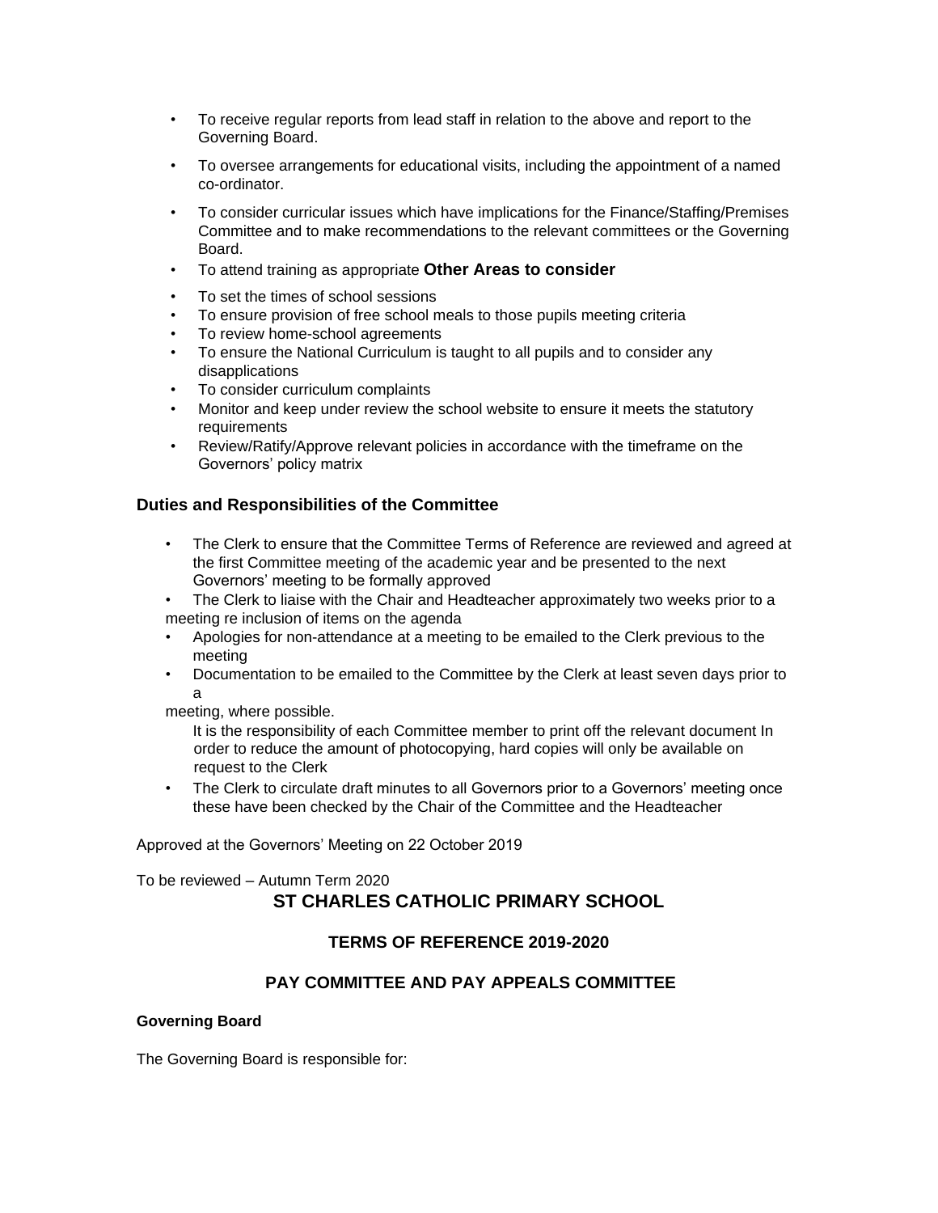- To receive regular reports from lead staff in relation to the above and report to the Governing Board.
- To oversee arrangements for educational visits, including the appointment of a named co-ordinator.
- To consider curricular issues which have implications for the Finance/Staffing/Premises Committee and to make recommendations to the relevant committees or the Governing Board.
- To attend training as appropriate **Other Areas to consider**
- To set the times of school sessions
- To ensure provision of free school meals to those pupils meeting criteria
- To review home-school agreements
- To ensure the National Curriculum is taught to all pupils and to consider any disapplications
- To consider curriculum complaints
- Monitor and keep under review the school website to ensure it meets the statutory requirements
- Review/Ratify/Approve relevant policies in accordance with the timeframe on the Governors' policy matrix

### Duties and Responsibilities of the Committee

- The Clerk to ensure that the Committee Terms of Reference are reviewed and agreed at the first Committee meeting of the academic year and be presented to the next Governors' meeting to be formally approved
- The Clerk to liaise with the Chair and Headteacher approximately two weeks prior to a meeting re inclusion of items on the agenda
- Apologies for non-attendance at a meeting to be emailed to the Clerk previous to the meeting
- Documentation to be emailed to the Committee by the Clerk at least seven days prior to a meeting, where possible.
  It is the responsibility of each Committee member to print off the relevant document In order to reduce the amount of photocopying, hard copies will only be available on request to the Clerk
- The Clerk to circulate draft minutes to all Governors prior to a Governors' meeting once these have been checked by the Chair of the Committee and the Headteacher

Approved at the Governors' Meeting on 22 October 2019

To be reviewed – Autumn Term 2020

## ST CHARLES CATHOLIC PRIMARY SCHOOL

### TERMS OF REFERENCE 2019-2020

### PAY COMMITTEE AND PAY APPEALS COMMITTEE

**Governing Board**

The Governing Board is responsible for: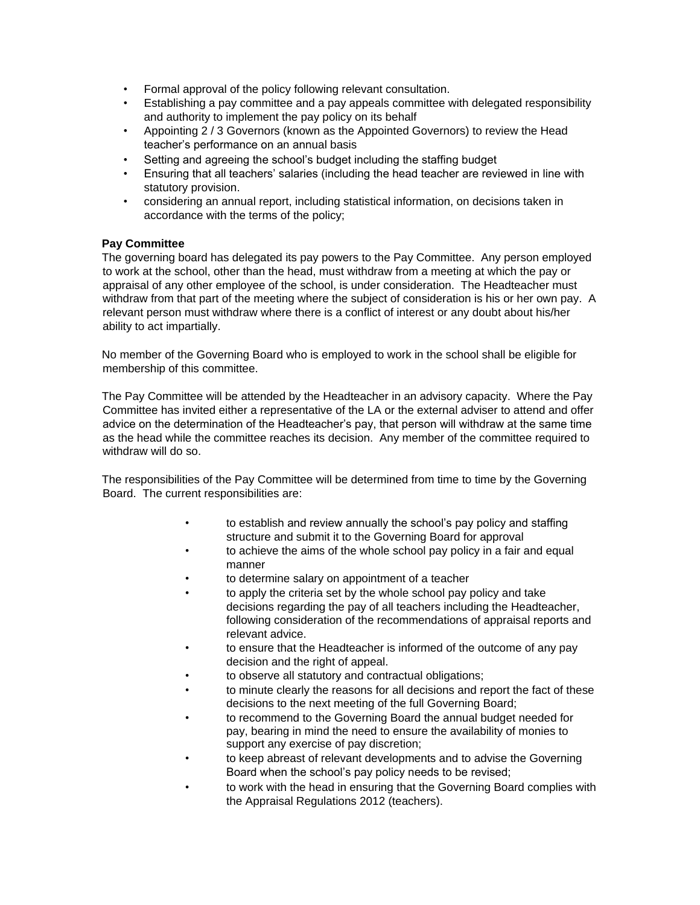- Formal approval of the policy following relevant consultation.
- Establishing a pay committee and a pay appeals committee with delegated responsibility and authority to implement the pay policy on its behalf
- Appointing 2 / 3 Governors (known as the Appointed Governors) to review the Head teacher's performance on an annual basis
- Setting and agreeing the school's budget including the staffing budget
- Ensuring that all teachers' salaries (including the head teacher are reviewed in line with statutory provision.
- considering an annual report, including statistical information, on decisions taken in accordance with the terms of the policy;

**Pay Committee**

The governing board has delegated its pay powers to the Pay Committee. Any person employed to work at the school, other than the head, must withdraw from a meeting at which the pay or appraisal of any other employee of the school, is under consideration. The Headteacher must withdraw from that part of the meeting where the subject of consideration is his or her own pay. A relevant person must withdraw where there is a conflict of interest or any doubt about his/her ability to act impartially.

No member of the Governing Board who is employed to work in the school shall be eligible for membership of this committee.

The Pay Committee will be attended by the Headteacher in an advisory capacity. Where the Pay Committee has invited either a representative of the LA or the external adviser to attend and offer advice on the determination of the Headteacher's pay, that person will withdraw at the same time as the head while the committee reaches its decision. Any member of the committee required to withdraw will do so.

The responsibilities of the Pay Committee will be determined from time to time by the Governing Board. The current responsibilities are:

- to establish and review annually the school's pay policy and staffing structure and submit it to the Governing Board for approval
- to achieve the aims of the whole school pay policy in a fair and equal manner
- to determine salary on appointment of a teacher
- to apply the criteria set by the whole school pay policy and take decisions regarding the pay of all teachers including the Headteacher, following consideration of the recommendations of appraisal reports and relevant advice.
- to ensure that the Headteacher is informed of the outcome of any pay decision and the right of appeal.
- to observe all statutory and contractual obligations;
- to minute clearly the reasons for all decisions and report the fact of these decisions to the next meeting of the full Governing Board;
- to recommend to the Governing Board the annual budget needed for pay, bearing in mind the need to ensure the availability of monies to support any exercise of pay discretion;
- to keep abreast of relevant developments and to advise the Governing Board when the school's pay policy needs to be revised;
- to work with the head in ensuring that the Governing Board complies with the Appraisal Regulations 2012 (teachers).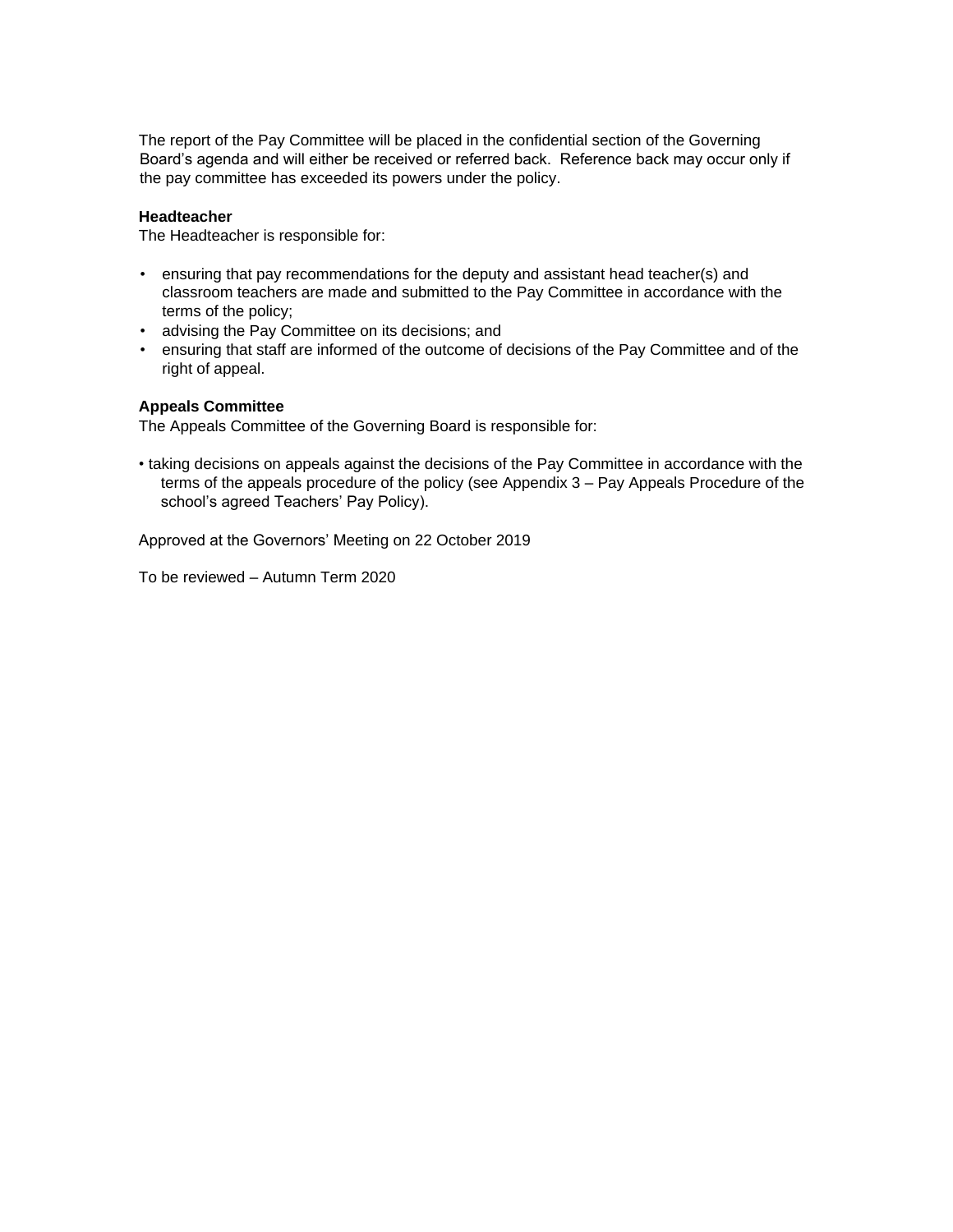The report of the Pay Committee will be placed in the confidential section of the Governing Board's agenda and will either be received or referred back. Reference back may occur only if the pay committee has exceeded its powers under the policy.

**Headteacher**
The Headteacher is responsible for:

- ensuring that pay recommendations for the deputy and assistant head teacher(s) and classroom teachers are made and submitted to the Pay Committee in accordance with the terms of the policy;
- advising the Pay Committee on its decisions; and
- ensuring that staff are informed of the outcome of decisions of the Pay Committee and of the right of appeal.

**Appeals Committee**
The Appeals Committee of the Governing Board is responsible for:

- taking decisions on appeals against the decisions of the Pay Committee in accordance with the terms of the appeals procedure of the policy (see Appendix 3 – Pay Appeals Procedure of the school's agreed Teachers' Pay Policy).

Approved at the Governors' Meeting on 22 October 2019

To be reviewed – Autumn Term 2020